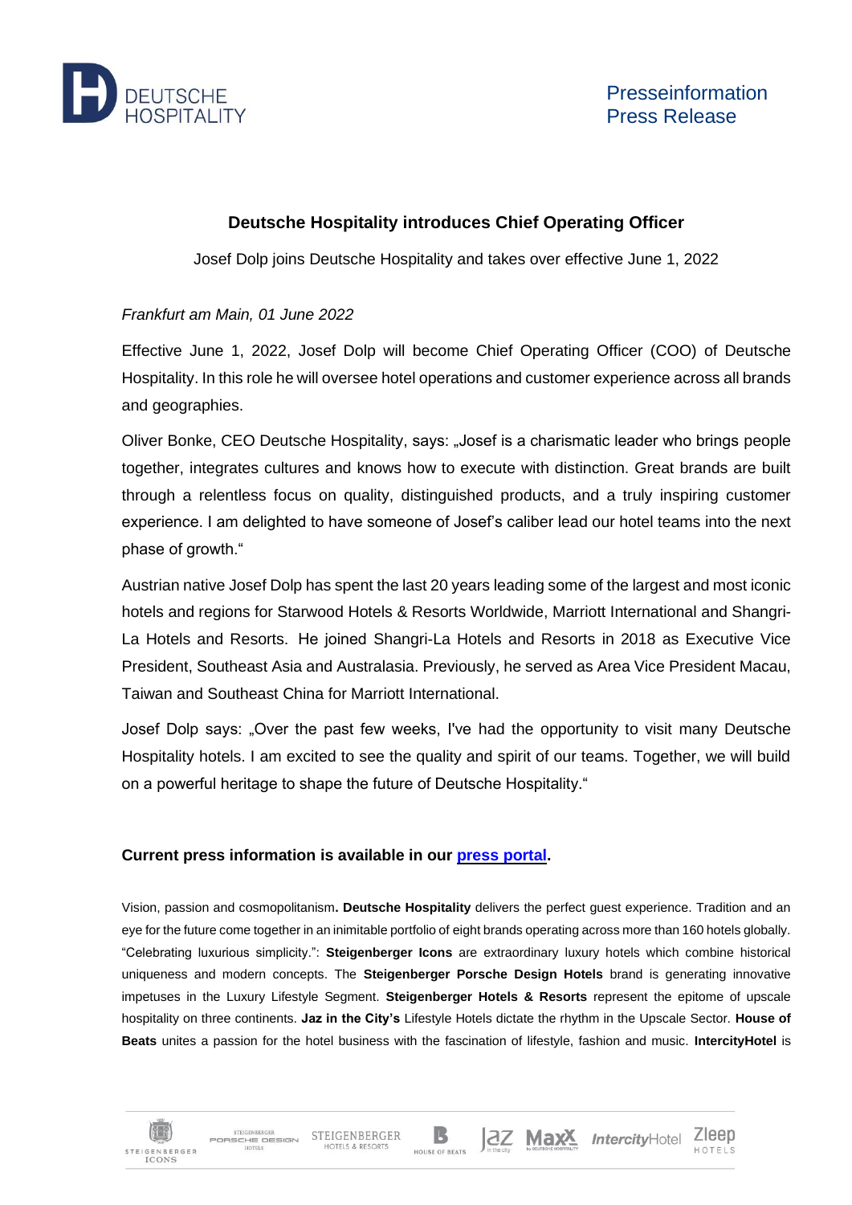Presseinformation
Press Release

## Deutsche Hospitality introduces Chief Operating Officer

Josef Dolp joins Deutsche Hospitality and takes over effective June 1, 2022

*Frankfurt am Main, 01 June 2022*

Effective June 1, 2022, Josef Dolp will become Chief Operating Officer (COO) of Deutsche Hospitality. In this role he will oversee hotel operations and customer experience across all brands and geographies.

Oliver Bonke, CEO Deutsche Hospitality, says: „Josef is a charismatic leader who brings people together, integrates cultures and knows how to execute with distinction. Great brands are built through a relentless focus on quality, distinguished products, and a truly inspiring customer experience. I am delighted to have someone of Josef's caliber lead our hotel teams into the next phase of growth."

Austrian native Josef Dolp has spent the last 20 years leading some of the largest and most iconic hotels and regions for Starwood Hotels & Resorts Worldwide, Marriott International and Shangri-La Hotels and Resorts. He joined Shangri-La Hotels and Resorts in 2018 as Executive Vice President, Southeast Asia and Australasia. Previously, he served as Area Vice President Macau, Taiwan and Southeast China for Marriott International.

Josef Dolp says: „Over the past few weeks, I've had the opportunity to visit many Deutsche Hospitality hotels. I am excited to see the quality and spirit of our teams. Together, we will build on a powerful heritage to shape the future of Deutsche Hospitality."

**Current press information is available in our press portal.**

Vision, passion and cosmopolitanism**. Deutsche Hospitality** delivers the perfect guest experience. Tradition and an eye for the future come together in an inimitable portfolio of eight brands operating across more than 160 hotels globally. "Celebrating luxurious simplicity.": **Steigenberger Icons** are extraordinary luxury hotels which combine historical uniqueness and modern concepts. The **Steigenberger Porsche Design Hotels** brand is generating innovative impetuses in the Luxury Lifestyle Segment. **Steigenberger Hotels & Resorts** represent the epitome of upscale hospitality on three continents. **Jaz in the City's** Lifestyle Hotels dictate the rhythm in the Upscale Sector. **House of Beats** unites a passion for the hotel business with the fascination of lifestyle, fashion and music. **IntercityHotel** is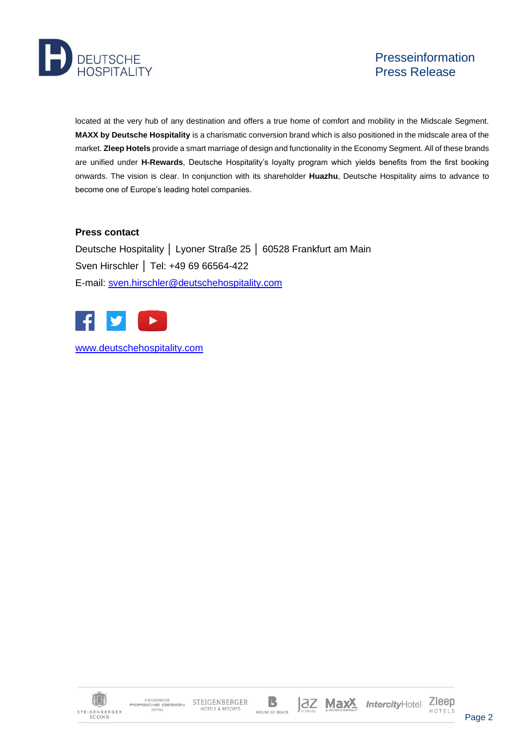located at the very hub of any destination and offers a true home of comfort and mobility in the Midscale Segment. **MAXX by Deutsche Hospitality** is a charismatic conversion brand which is also positioned in the midscale area of the market. **Zleep Hotels** provide a smart marriage of design and functionality in the Economy Segment. All of these brands are unified under **H-Rewards**, Deutsche Hospitality's loyalty program which yields benefits from the first booking onwards. The vision is clear. In conjunction with its shareholder **Huazhu**, Deutsche Hospitality aims to advance to become one of Europe's leading hotel companies.

**Press contact**

Deutsche Hospitality │ Lyoner Straße 25 │ 60528 Frankfurt am Main

Sven Hirschler │ Tel: +49 69 66564-422

E-mail: sven.hirschler@deutschehospitality.com

www.deutschehospitality.com